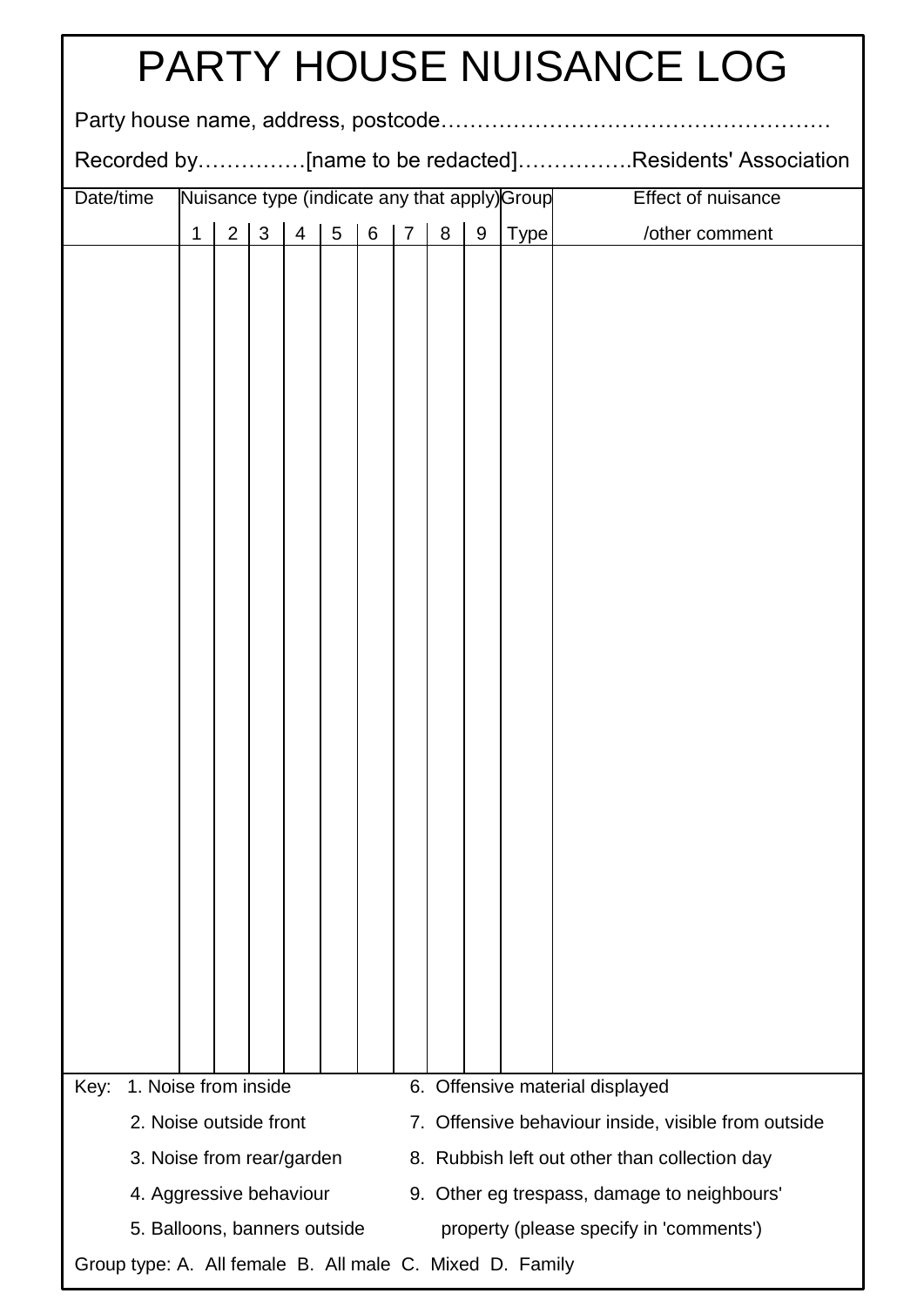# PARTY HOUSE NUISANCE LOG

Party house name, address, postcode………………………………………………

Recorded by……………[name to be redacted]…………….Residents' Association

| Date/time | Nuisance type (indicate any that apply) | | | | | | | | | Group | Effect of nuisance |
|---|---|---|---|---|---|---|---|---|---|---|---|
| | 1 | 2 | 3 | 4 | 5 | 6 | 7 | 8 | 9 | Type | /other comment |
| | | | | | | | | | | | |

Key:
1. Noise from inside
2. Noise outside front
3. Noise from rear/garden
4. Aggressive behaviour
5. Balloons, banners outside
6. Offensive material displayed
7. Offensive behaviour inside, visible from outside
8. Rubbish left out other than collection day
9. Other eg trespass, damage to neighbours' property (please specify in 'comments')

Group type: A. All female B. All male C. Mixed D. Family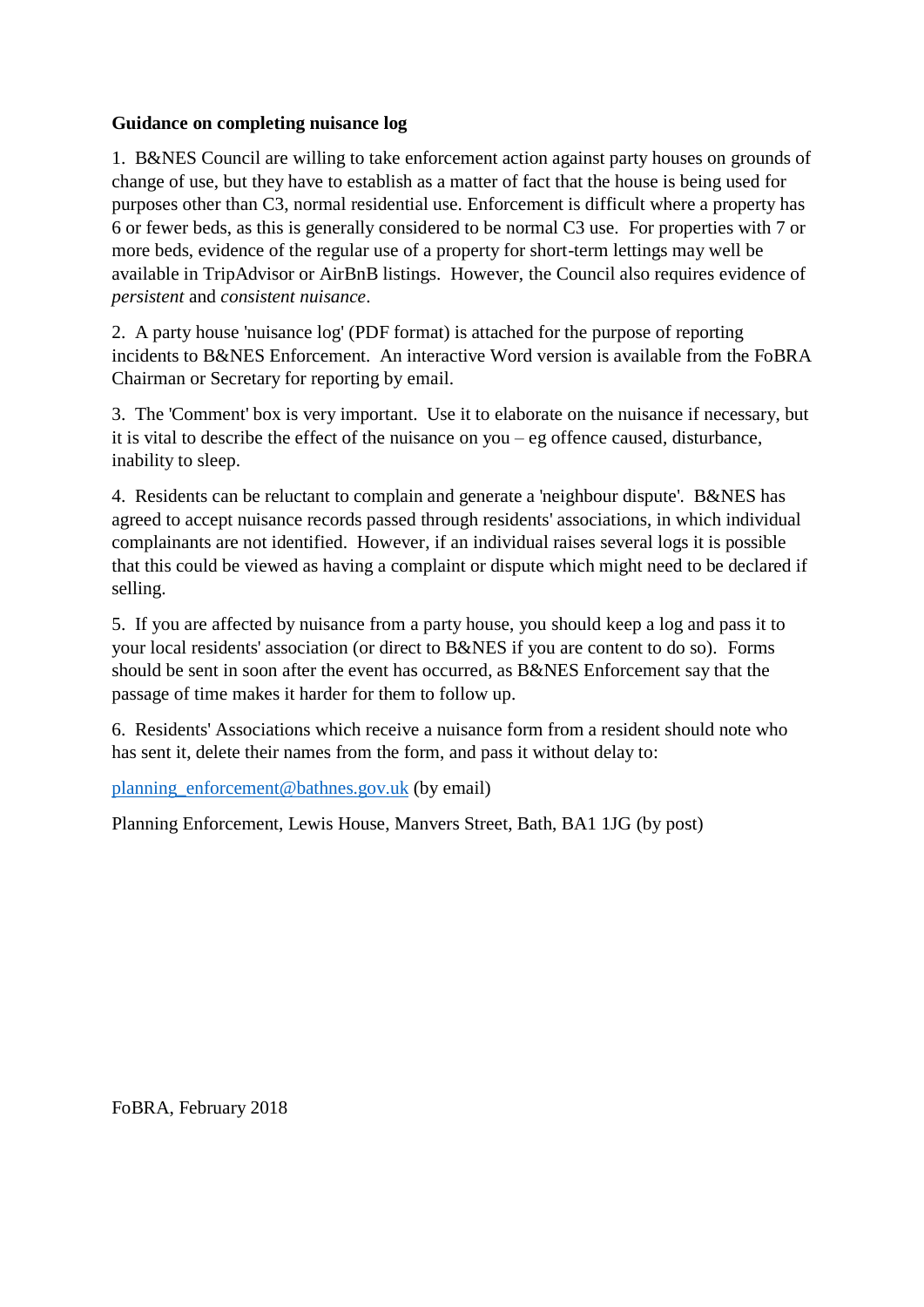**Guidance on completing nuisance log**

1. B&NES Council are willing to take enforcement action against party houses on grounds of change of use, but they have to establish as a matter of fact that the house is being used for purposes other than C3, normal residential use. Enforcement is difficult where a property has 6 or fewer beds, as this is generally considered to be normal C3 use. For properties with 7 or more beds, evidence of the regular use of a property for short-term lettings may well be available in TripAdvisor or AirBnB listings. However, the Council also requires evidence of *persistent* and *consistent nuisance*.

2. A party house 'nuisance log' (PDF format) is attached for the purpose of reporting incidents to B&NES Enforcement. An interactive Word version is available from the FoBRA Chairman or Secretary for reporting by email.

3. The 'Comment' box is very important. Use it to elaborate on the nuisance if necessary, but it is vital to describe the effect of the nuisance on you – eg offence caused, disturbance, inability to sleep.

4. Residents can be reluctant to complain and generate a 'neighbour dispute'. B&NES has agreed to accept nuisance records passed through residents' associations, in which individual complainants are not identified. However, if an individual raises several logs it is possible that this could be viewed as having a complaint or dispute which might need to be declared if selling.

5. If you are affected by nuisance from a party house, you should keep a log and pass it to your local residents' association (or direct to B&NES if you are content to do so). Forms should be sent in soon after the event has occurred, as B&NES Enforcement say that the passage of time makes it harder for them to follow up.

6. Residents' Associations which receive a nuisance form from a resident should note who has sent it, delete their names from the form, and pass it without delay to:

planning_enforcement@bathnes.gov.uk (by email)

Planning Enforcement, Lewis House, Manvers Street, Bath, BA1 1JG (by post)

FoBRA, February 2018